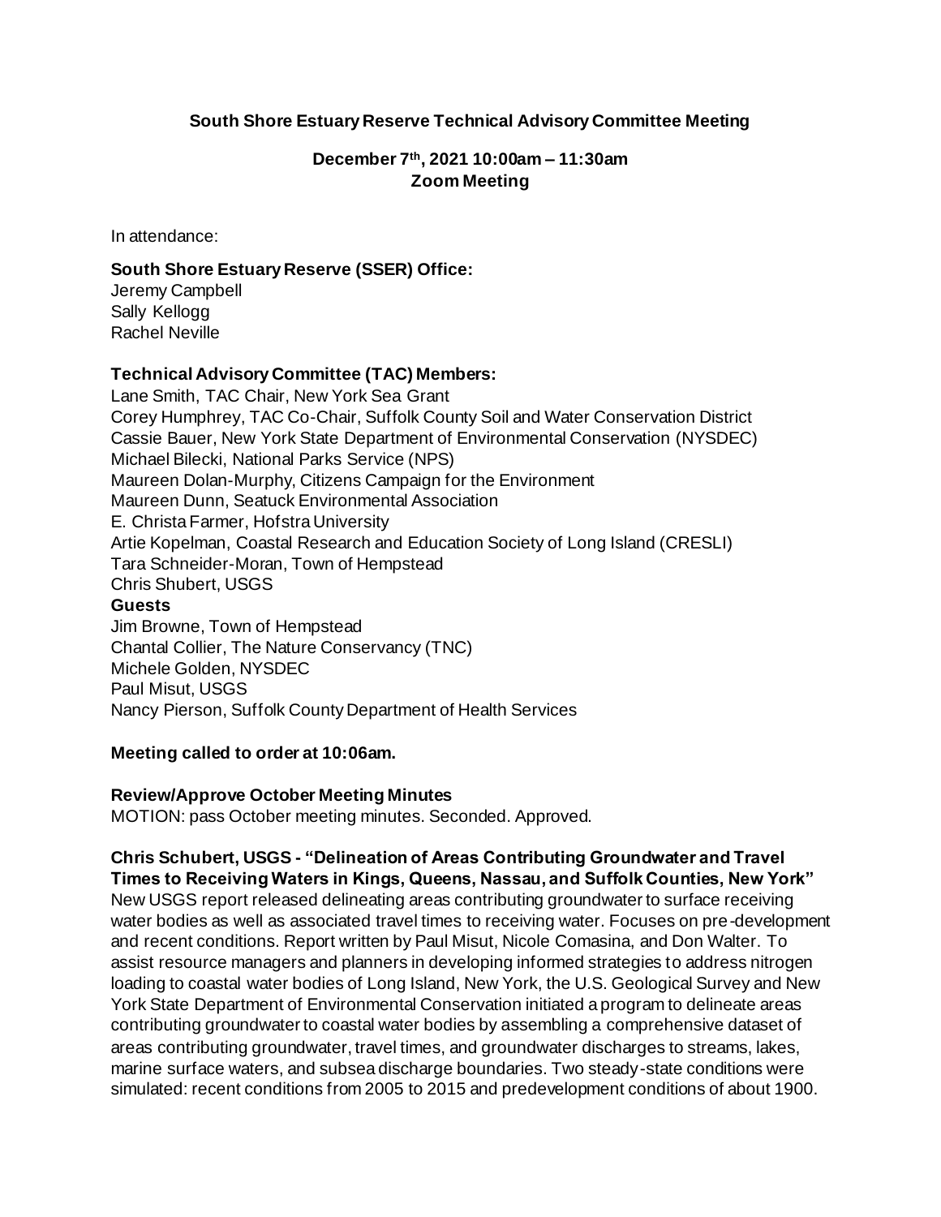**South Shore Estuary Reserve Technical Advisory Committee Meeting**

**December 7th, 2021 10:00am – 11:30am**
**Zoom Meeting**

In attendance:

**South Shore Estuary Reserve (SSER) Office:**
Jeremy Campbell
Sally Kellogg
Rachel Neville

**Technical Advisory Committee (TAC) Members:**
Lane Smith, TAC Chair, New York Sea Grant
Corey Humphrey, TAC Co-Chair, Suffolk County Soil and Water Conservation District
Cassie Bauer, New York State Department of Environmental Conservation (NYSDEC)
Michael Bilecki, National Parks Service (NPS)
Maureen Dolan-Murphy, Citizens Campaign for the Environment
Maureen Dunn, Seatuck Environmental Association
E. Christa Farmer, Hofstra University
Artie Kopelman, Coastal Research and Education Society of Long Island (CRESLI)
Tara Schneider-Moran, Town of Hempstead
Chris Shubert, USGS

**Guests**
Jim Browne, Town of Hempstead
Chantal Collier, The Nature Conservancy (TNC)
Michele Golden, NYSDEC
Paul Misut, USGS
Nancy Pierson, Suffolk County Department of Health Services

**Meeting called to order at 10:06am.**

**Review/Approve October Meeting Minutes**
MOTION: pass October meeting minutes. Seconded. Approved.

**Chris Schubert, USGS - "Delineation of Areas Contributing Groundwater and Travel Times to Receiving Waters in Kings, Queens, Nassau, and Suffolk Counties, New York"**
New USGS report released delineating areas contributing groundwater to surface receiving water bodies as well as associated travel times to receiving water. Focuses on pre-development and recent conditions. Report written by Paul Misut, Nicole Comasina, and Don Walter. To assist resource managers and planners in developing informed strategies to address nitrogen loading to coastal water bodies of Long Island, New York, the U.S. Geological Survey and New York State Department of Environmental Conservation initiated a program to delineate areas contributing groundwater to coastal water bodies by assembling a comprehensive dataset of areas contributing groundwater, travel times, and groundwater discharges to streams, lakes, marine surface waters, and subsea discharge boundaries. Two steady-state conditions were simulated: recent conditions from 2005 to 2015 and predevelopment conditions of about 1900.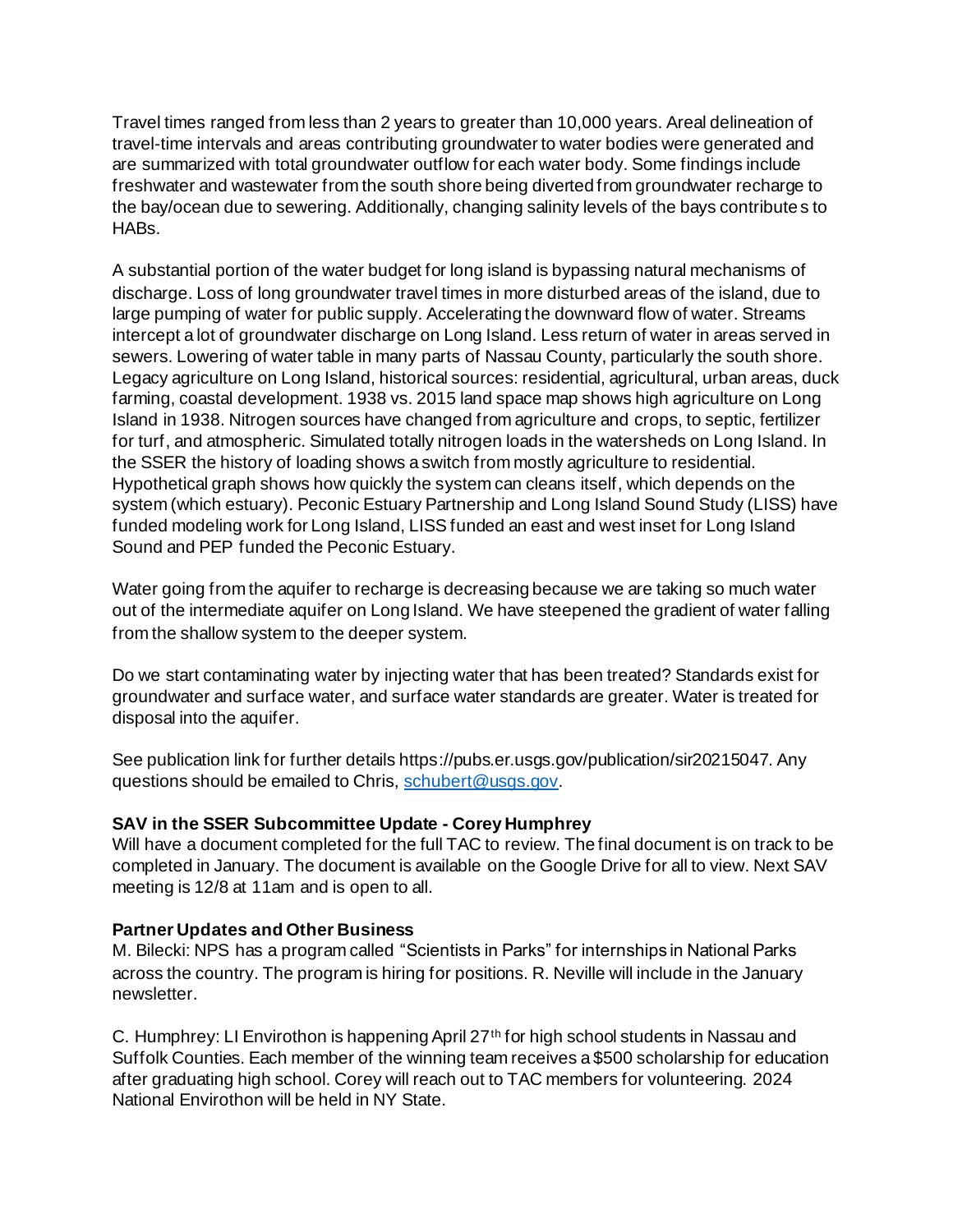Travel times ranged from less than 2 years to greater than 10,000 years. Areal delineation of travel-time intervals and areas contributing groundwater to water bodies were generated and are summarized with total groundwater outflow for each water body. Some findings include freshwater and wastewater from the south shore being diverted from groundwater recharge to the bay/ocean due to sewering. Additionally, changing salinity levels of the bays contributes to HABs.

A substantial portion of the water budget for long island is bypassing natural mechanisms of discharge. Loss of long groundwater travel times in more disturbed areas of the island, due to large pumping of water for public supply. Accelerating the downward flow of water. Streams intercept a lot of groundwater discharge on Long Island. Less return of water in areas served in sewers. Lowering of water table in many parts of Nassau County, particularly the south shore. Legacy agriculture on Long Island, historical sources: residential, agricultural, urban areas, duck farming, coastal development. 1938 vs. 2015 land space map shows high agriculture on Long Island in 1938. Nitrogen sources have changed from agriculture and crops, to septic, fertilizer for turf, and atmospheric. Simulated totally nitrogen loads in the watersheds on Long Island. In the SSER the history of loading shows a switch from mostly agriculture to residential. Hypothetical graph shows how quickly the system can cleans itself, which depends on the system (which estuary). Peconic Estuary Partnership and Long Island Sound Study (LISS) have funded modeling work for Long Island, LISS funded an east and west inset for Long Island Sound and PEP funded the Peconic Estuary.

Water going from the aquifer to recharge is decreasing because we are taking so much water out of the intermediate aquifer on Long Island. We have steepened the gradient of water falling from the shallow system to the deeper system.

Do we start contaminating water by injecting water that has been treated? Standards exist for groundwater and surface water, and surface water standards are greater. Water is treated for disposal into the aquifer.

See publication link for further details https://pubs.er.usgs.gov/publication/sir20215047. Any questions should be emailed to Chris, schubert@usgs.gov.

**SAV in the SSER Subcommittee Update - Corey Humphrey**

Will have a document completed for the full TAC to review. The final document is on track to be completed in January. The document is available on the Google Drive for all to view. Next SAV meeting is 12/8 at 11am and is open to all.

**Partner Updates and Other Business**

M. Bilecki: NPS has a program called "Scientists in Parks" for internships in National Parks across the country. The program is hiring for positions. R. Neville will include in the January newsletter.

C. Humphrey: LI Envirothon is happening April 27th for high school students in Nassau and Suffolk Counties. Each member of the winning team receives a $500 scholarship for education after graduating high school. Corey will reach out to TAC members for volunteering. 2024 National Envirothon will be held in NY State.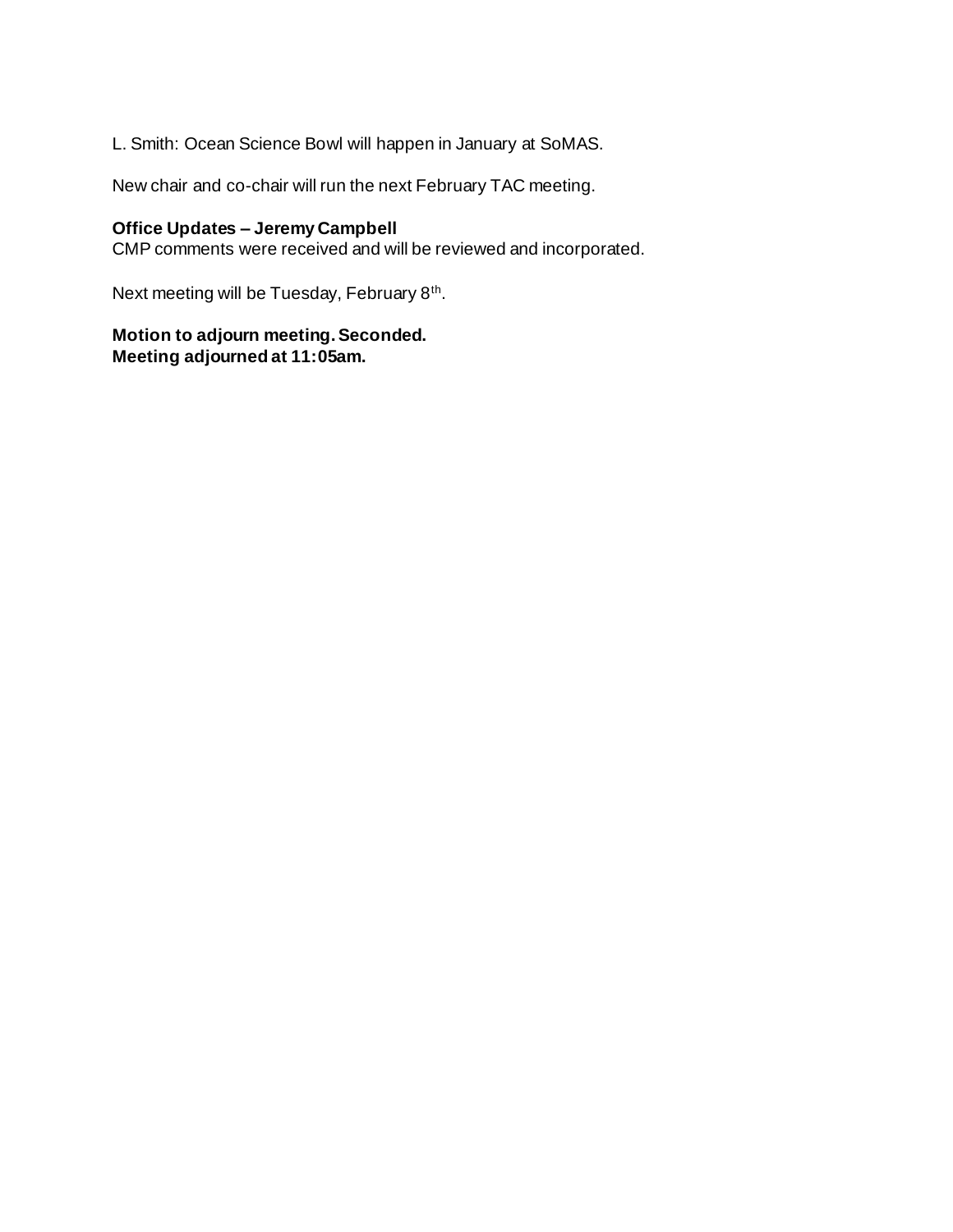L. Smith: Ocean Science Bowl will happen in January at SoMAS.

New chair and co-chair will run the next February TAC meeting.

**Office Updates – Jeremy Campbell**
CMP comments were received and will be reviewed and incorporated.

Next meeting will be Tuesday, February 8th.

**Motion to adjourn meeting. Seconded.**
**Meeting adjourned at 11:05am.**